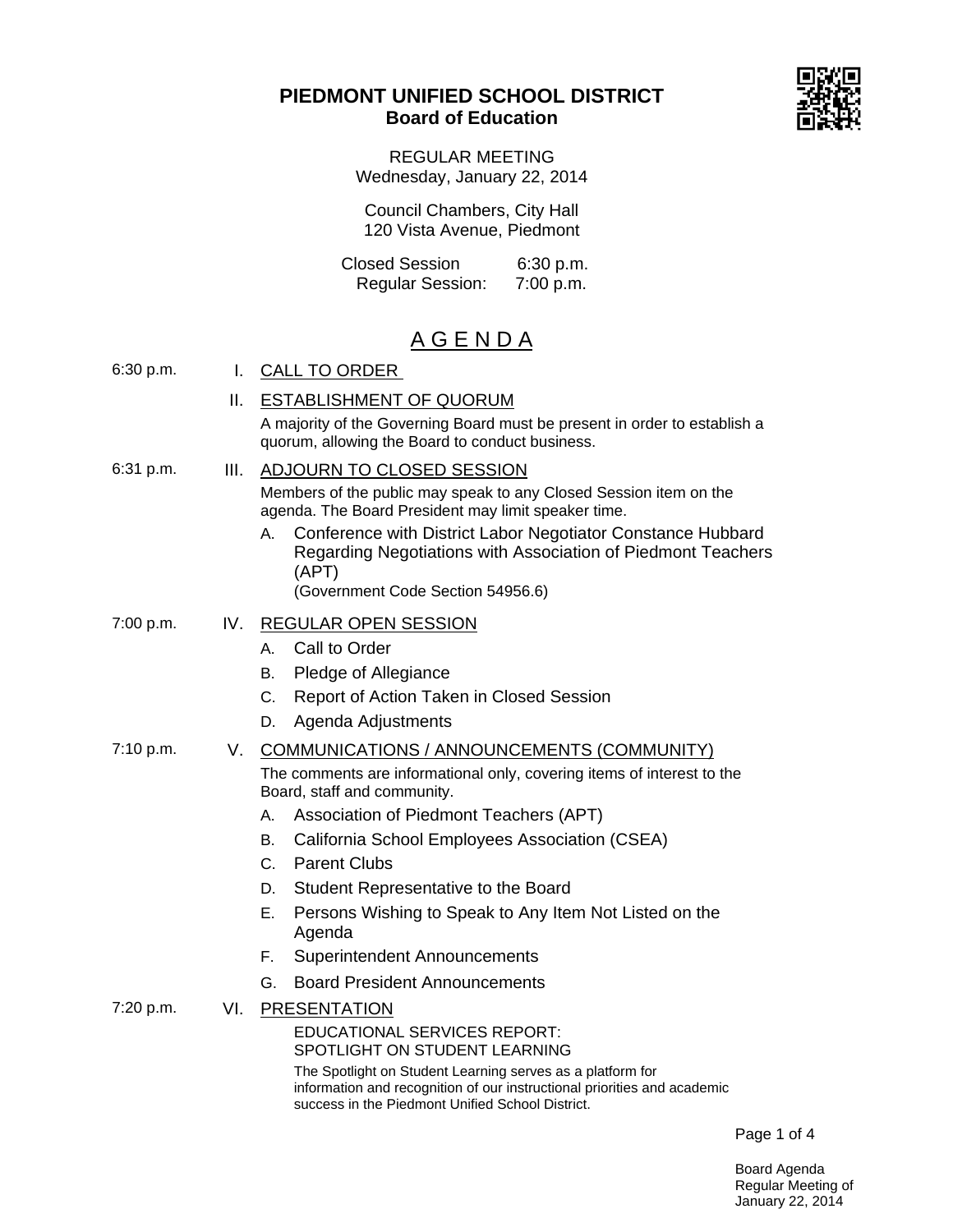# PIEDMONT UNIFIED SCHOOL DISTRICT

## Board of Education

REGULAR MEETING
Wednesday, January 22, 2014

Council Chambers, City Hall
120 Vista Avenue, Piedmont

Closed Session 6:30 p.m.
Regular Session: 7:00 p.m.

## A G E N D A

6:30 p.m. **I. CALL TO ORDER**

**II. ESTABLISHMENT OF QUORUM**

A majority of the Governing Board must be present in order to establish a quorum, allowing the Board to conduct business.

6:31 p.m. **III. ADJOURN TO CLOSED SESSION**

Members of the public may speak to any Closed Session item on the agenda. The Board President may limit speaker time.

A. Conference with District Labor Negotiator Constance Hubbard Regarding Negotiations with Association of Piedmont Teachers (APT)
(Government Code Section 54956.6)

7:00 p.m. **IV. REGULAR OPEN SESSION**

A. Call to Order
B. Pledge of Allegiance
C. Report of Action Taken in Closed Session
D. Agenda Adjustments

7:10 p.m. **V. COMMUNICATIONS / ANNOUNCEMENTS (COMMUNITY)**

The comments are informational only, covering items of interest to the Board, staff and community.

A. Association of Piedmont Teachers (APT)
B. California School Employees Association (CSEA)
C. Parent Clubs
D. Student Representative to the Board
E. Persons Wishing to Speak to Any Item Not Listed on the Agenda
F. Superintendent Announcements
G. Board President Announcements

7:20 p.m. **VI. PRESENTATION**

EDUCATIONAL SERVICES REPORT:
SPOTLIGHT ON STUDENT LEARNING

The Spotlight on Student Learning serves as a platform for information and recognition of our instructional priorities and academic success in the Piedmont Unified School District.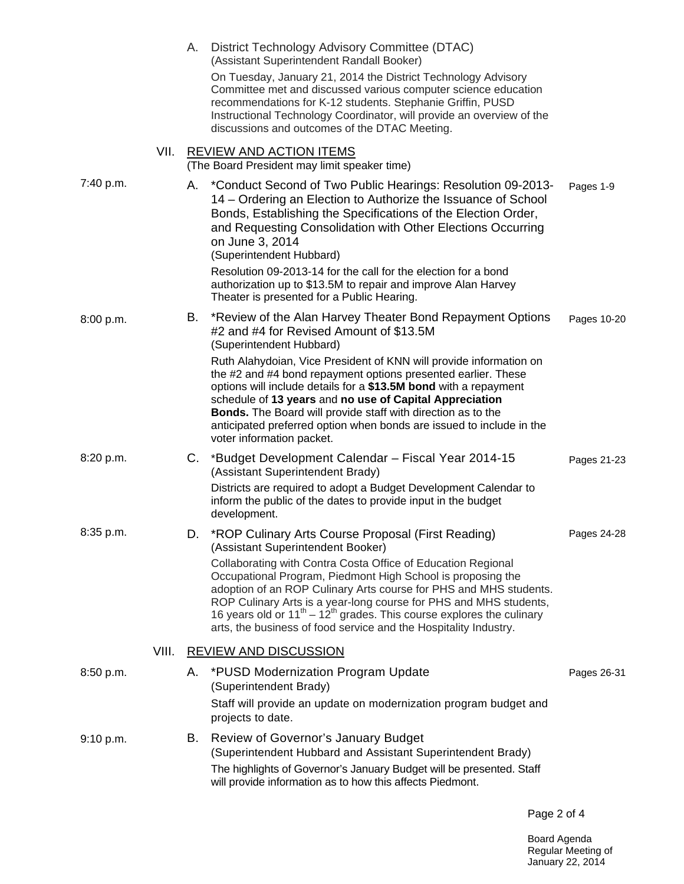A. District Technology Advisory Committee (DTAC)
(Assistant Superintendent Randall Booker)

On Tuesday, January 21, 2014 the District Technology Advisory Committee met and discussed various computer science education recommendations for K-12 students. Stephanie Griffin, PUSD Instructional Technology Coordinator, will provide an overview of the discussions and outcomes of the DTAC Meeting.

## VII. REVIEW AND ACTION ITEMS

(The Board President may limit speaker time)

7:40 p.m. — A. *Conduct Second of Two Public Hearings: Resolution 09-2013-14 – Ordering an Election to Authorize the Issuance of School Bonds, Establishing the Specifications of the Election Order, and Requesting Consolidation with Other Elections Occurring on June 3, 2014 — Pages 1-9
(Superintendent Hubbard)

Resolution 09-2013-14 for the call for the election for a bond authorization up to $13.5M to repair and improve Alan Harvey Theater is presented for a Public Hearing.

8:00 p.m. — B. *Review of the Alan Harvey Theater Bond Repayment Options #2 and #4 for Revised Amount of $13.5M — Pages 10-20
(Superintendent Hubbard)

Ruth Alahydoian, Vice President of KNN will provide information on the #2 and #4 bond repayment options presented earlier. These options will include details for a **$13.5M bond** with a repayment schedule of **13 years** and **no use of Capital Appreciation Bonds.** The Board will provide staff with direction as to the anticipated preferred option when bonds are issued to include in the voter information packet.

8:20 p.m. — C. *Budget Development Calendar – Fiscal Year 2014-15 — Pages 21-23
(Assistant Superintendent Brady)

Districts are required to adopt a Budget Development Calendar to inform the public of the dates to provide input in the budget development.

8:35 p.m. — D. *ROP Culinary Arts Course Proposal (First Reading) — Pages 24-28
(Assistant Superintendent Booker)

Collaborating with Contra Costa Office of Education Regional Occupational Program, Piedmont High School is proposing the adoption of an ROP Culinary Arts course for PHS and MHS students. ROP Culinary Arts is a year-long course for PHS and MHS students, 16 years old or 11th – 12th grades. This course explores the culinary arts, the business of food service and the Hospitality Industry.

## VIII. REVIEW AND DISCUSSION

8:50 p.m. — A. *PUSD Modernization Program Update — Pages 26-31
(Superintendent Brady)

Staff will provide an update on modernization program budget and projects to date.

9:10 p.m. — B. Review of Governor's January Budget
(Superintendent Hubbard and Assistant Superintendent Brady)

The highlights of Governor's January Budget will be presented. Staff will provide information as to how this affects Piedmont.

Board Agenda
Regular Meeting of
January 22, 2014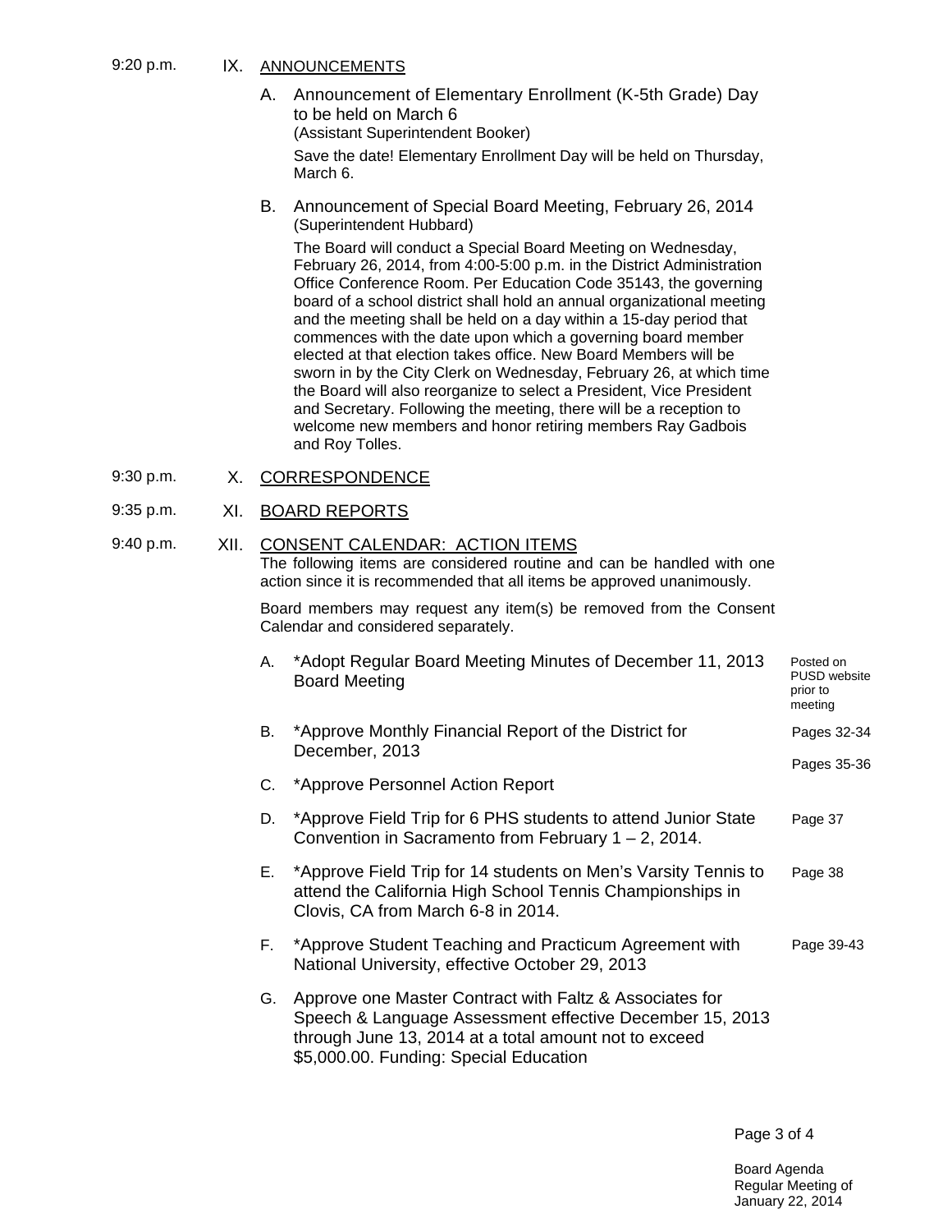9:20 p.m. IX. ANNOUNCEMENTS

A. Announcement of Elementary Enrollment (K-5th Grade) Day to be held on March 6
(Assistant Superintendent Booker)

Save the date! Elementary Enrollment Day will be held on Thursday, March 6.

B. Announcement of Special Board Meeting, February 26, 2014
(Superintendent Hubbard)

The Board will conduct a Special Board Meeting on Wednesday, February 26, 2014, from 4:00-5:00 p.m. in the District Administration Office Conference Room. Per Education Code 35143, the governing board of a school district shall hold an annual organizational meeting and the meeting shall be held on a day within a 15-day period that commences with the date upon which a governing board member elected at that election takes office. New Board Members will be sworn in by the City Clerk on Wednesday, February 26, at which time the Board will also reorganize to select a President, Vice President and Secretary. Following the meeting, there will be a reception to welcome new members and honor retiring members Ray Gadbois and Roy Tolles.

9:30 p.m. X. CORRESPONDENCE

9:35 p.m. XI. BOARD REPORTS

9:40 p.m. XII. CONSENT CALENDAR: ACTION ITEMS

The following items are considered routine and can be handled with one action since it is recommended that all items be approved unanimously.

Board members may request any item(s) be removed from the Consent Calendar and considered separately.

A. *Adopt Regular Board Meeting Minutes of December 11, 2013 Board Meeting — Posted on PUSD website prior to meeting

B. *Approve Monthly Financial Report of the District for December, 2013 — Pages 32-34

C. *Approve Personnel Action Report — Pages 35-36

D. *Approve Field Trip for 6 PHS students to attend Junior State Convention in Sacramento from February 1 – 2, 2014. — Page 37

E. *Approve Field Trip for 14 students on Men's Varsity Tennis to attend the California High School Tennis Championships in Clovis, CA from March 6-8 in 2014. — Page 38

F. *Approve Student Teaching and Practicum Agreement with National University, effective October 29, 2013 — Page 39-43

G. Approve one Master Contract with Faltz & Associates for Speech & Language Assessment effective December 15, 2013 through June 13, 2014 at a total amount not to exceed $5,000.00. Funding: Special Education

Board Agenda
Regular Meeting of
January 22, 2014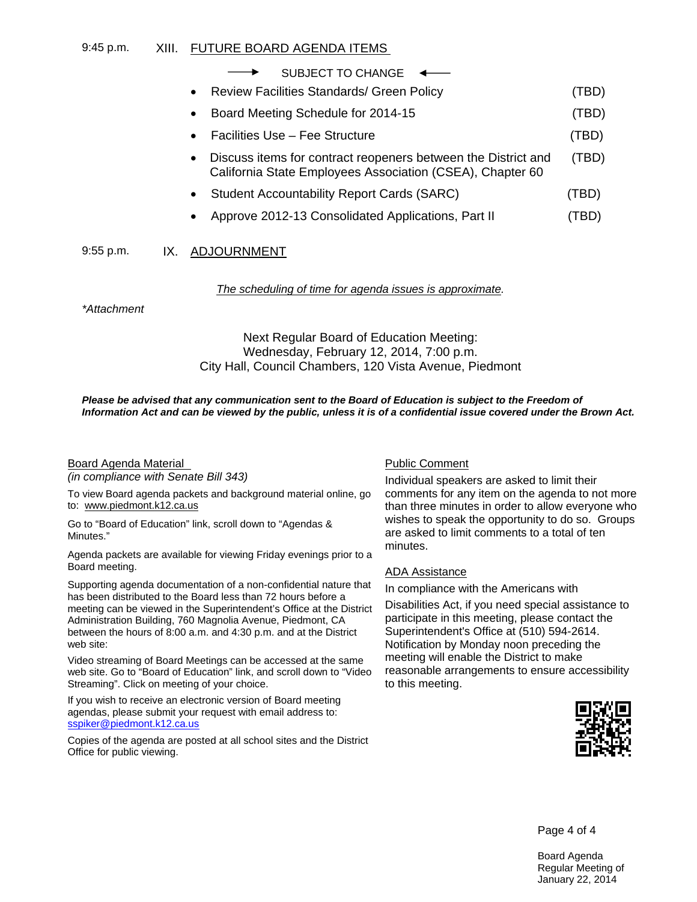9:45 p.m. XIII. FUTURE BOARD AGENDA ITEMS

→ SUBJECT TO CHANGE ←

- Review Facilities Standards/ Green Policy (TBD)
- Board Meeting Schedule for 2014-15 (TBD)
- Facilities Use – Fee Structure (TBD)
- Discuss items for contract reopeners between the District and California State Employees Association (CSEA), Chapter 60 (TBD)
- Student Accountability Report Cards (SARC) (TBD)
- Approve 2012-13 Consolidated Applications, Part II (TBD)

9:55 p.m. IX. ADJOURNMENT

*The scheduling of time for agenda issues is approximate.*

*\*Attachment*

Next Regular Board of Education Meeting:
Wednesday, February 12, 2014, 7:00 p.m.
City Hall, Council Chambers, 120 Vista Avenue, Piedmont

***Please be advised that any communication sent to the Board of Education is subject to the Freedom of Information Act and can be viewed by the public, unless it is of a confidential issue covered under the Brown Act.***

## Board Agenda Material

*(in compliance with Senate Bill 343)*

To view Board agenda packets and background material online, go to: www.piedmont.k12.ca.us

Go to "Board of Education" link, scroll down to "Agendas & Minutes."

Agenda packets are available for viewing Friday evenings prior to a Board meeting.

Supporting agenda documentation of a non-confidential nature that has been distributed to the Board less than 72 hours before a meeting can be viewed in the Superintendent's Office at the District Administration Building, 760 Magnolia Avenue, Piedmont, CA between the hours of 8:00 a.m. and 4:30 p.m. and at the District web site:

Video streaming of Board Meetings can be accessed at the same web site. Go to "Board of Education" link, and scroll down to "Video Streaming". Click on meeting of your choice.

If you wish to receive an electronic version of Board meeting agendas, please submit your request with email address to: sspiker@piedmont.k12.ca.us

Copies of the agenda are posted at all school sites and the District Office for public viewing.

## Public Comment

Individual speakers are asked to limit their comments for any item on the agenda to not more than three minutes in order to allow everyone who wishes to speak the opportunity to do so. Groups are asked to limit comments to a total of ten minutes.

## ADA Assistance

In compliance with the Americans with Disabilities Act, if you need special assistance to participate in this meeting, please contact the Superintendent's Office at (510) 594-2614. Notification by Monday noon preceding the meeting will enable the District to make reasonable arrangements to ensure accessibility to this meeting.

Board Agenda
Regular Meeting of
January 22, 2014